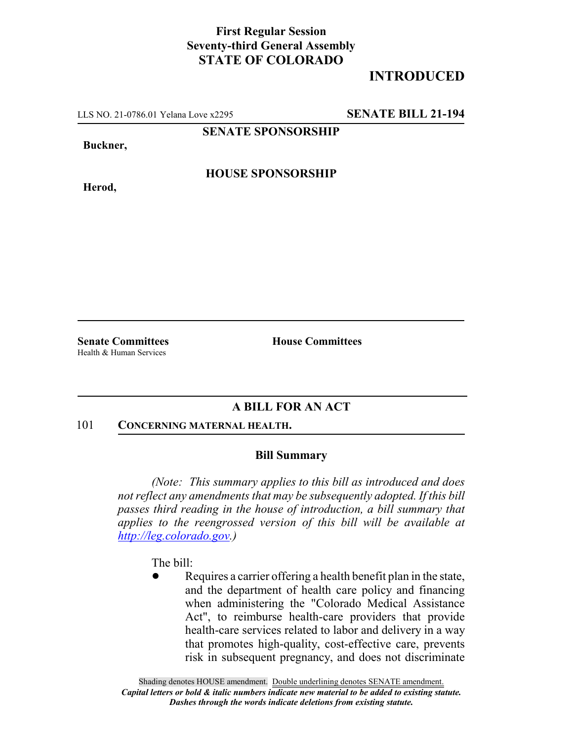**First Regular Session**
**Seventy-third General Assembly**
**STATE OF COLORADO**

# INTRODUCED

LLS NO. 21-0786.01 Yelana Love x2295 **SENATE BILL 21-194**

**SENATE SPONSORSHIP**

**Buckner,**

**HOUSE SPONSORSHIP**

**Herod,**

**Senate Committees**
Health & Human Services

**House Committees**

## A BILL FOR AN ACT

101 **CONCERNING MATERNAL HEALTH.**

### Bill Summary

*(Note: This summary applies to this bill as introduced and does not reflect any amendments that may be subsequently adopted. If this bill passes third reading in the house of introduction, a bill summary that applies to the reengrossed version of this bill will be available at http://leg.colorado.gov.)*

The bill:

- Requires a carrier offering a health benefit plan in the state, and the department of health care policy and financing when administering the "Colorado Medical Assistance Act", to reimburse health-care providers that provide health-care services related to labor and delivery in a way that promotes high-quality, cost-effective care, prevents risk in subsequent pregnancy, and does not discriminate

Shading denotes HOUSE amendment. Double underlining denotes SENATE amendment.
*Capital letters or bold & italic numbers indicate new material to be added to existing statute.*
*Dashes through the words indicate deletions from existing statute.*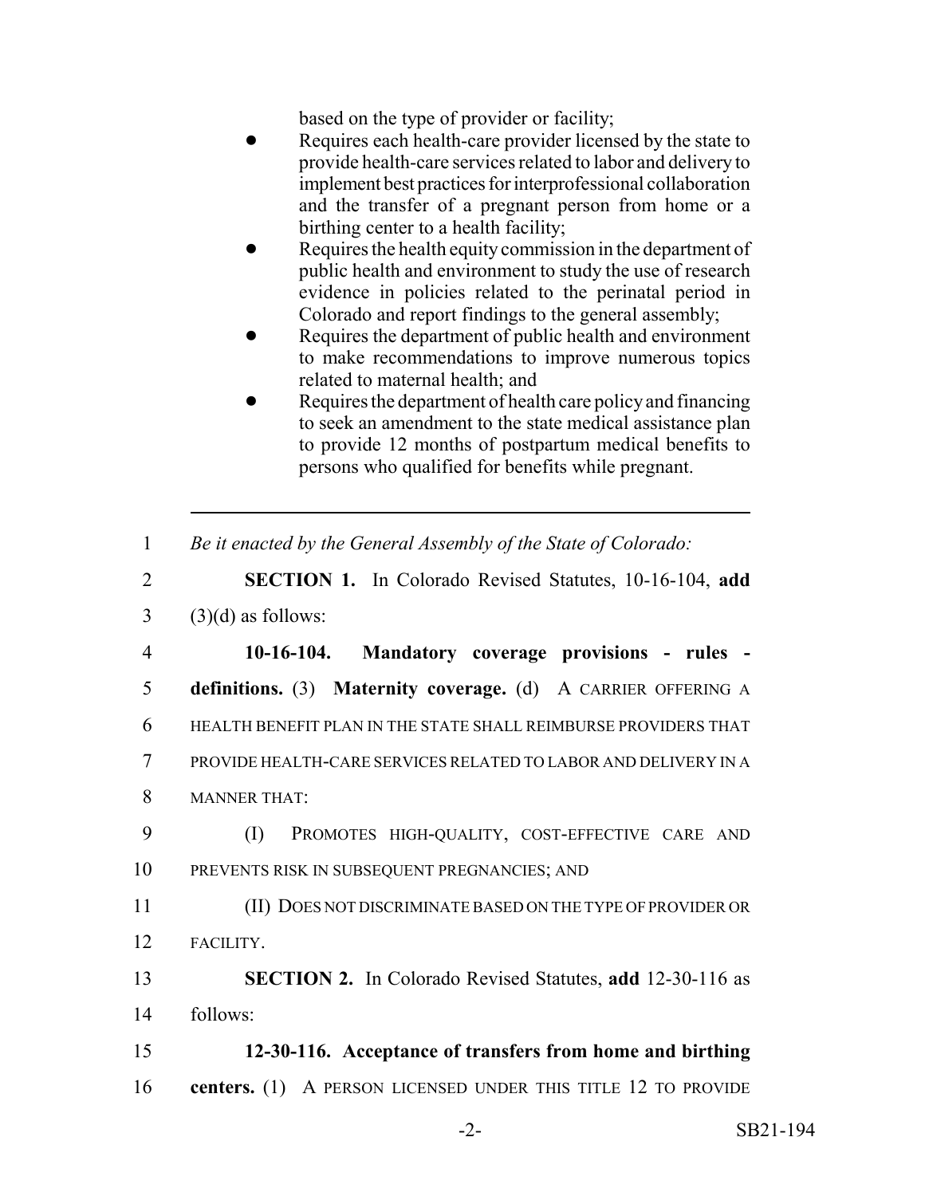based on the type of provider or facility;

- Requires each health-care provider licensed by the state to provide health-care services related to labor and delivery to implement best practices for interprofessional collaboration and the transfer of a pregnant person from home or a birthing center to a health facility;
- Requires the health equity commission in the department of public health and environment to study the use of research evidence in policies related to the perinatal period in Colorado and report findings to the general assembly;
- Requires the department of public health and environment to make recommendations to improve numerous topics related to maternal health; and
- Requires the department of health care policy and financing to seek an amendment to the state medical assistance plan to provide 12 months of postpartum medical benefits to persons who qualified for benefits while pregnant.

---

1 *Be it enacted by the General Assembly of the State of Colorado:*

2 **SECTION 1.** In Colorado Revised Statutes, 10-16-104, **add**
3 (3)(d) as follows:

4 **10-16-104. Mandatory coverage provisions - rules -**
5 **definitions.** (3) **Maternity coverage.** (d) A CARRIER OFFERING A
6 HEALTH BENEFIT PLAN IN THE STATE SHALL REIMBURSE PROVIDERS THAT
7 PROVIDE HEALTH-CARE SERVICES RELATED TO LABOR AND DELIVERY IN A
8 MANNER THAT:

9 (I) PROMOTES HIGH-QUALITY, COST-EFFECTIVE CARE AND
10 PREVENTS RISK IN SUBSEQUENT PREGNANCIES; AND

11 (II) DOES NOT DISCRIMINATE BASED ON THE TYPE OF PROVIDER OR
12 FACILITY.

13 **SECTION 2.** In Colorado Revised Statutes, **add** 12-30-116 as
14 follows:

15 **12-30-116. Acceptance of transfers from home and birthing**
16 **centers.** (1) A PERSON LICENSED UNDER THIS TITLE 12 TO PROVIDE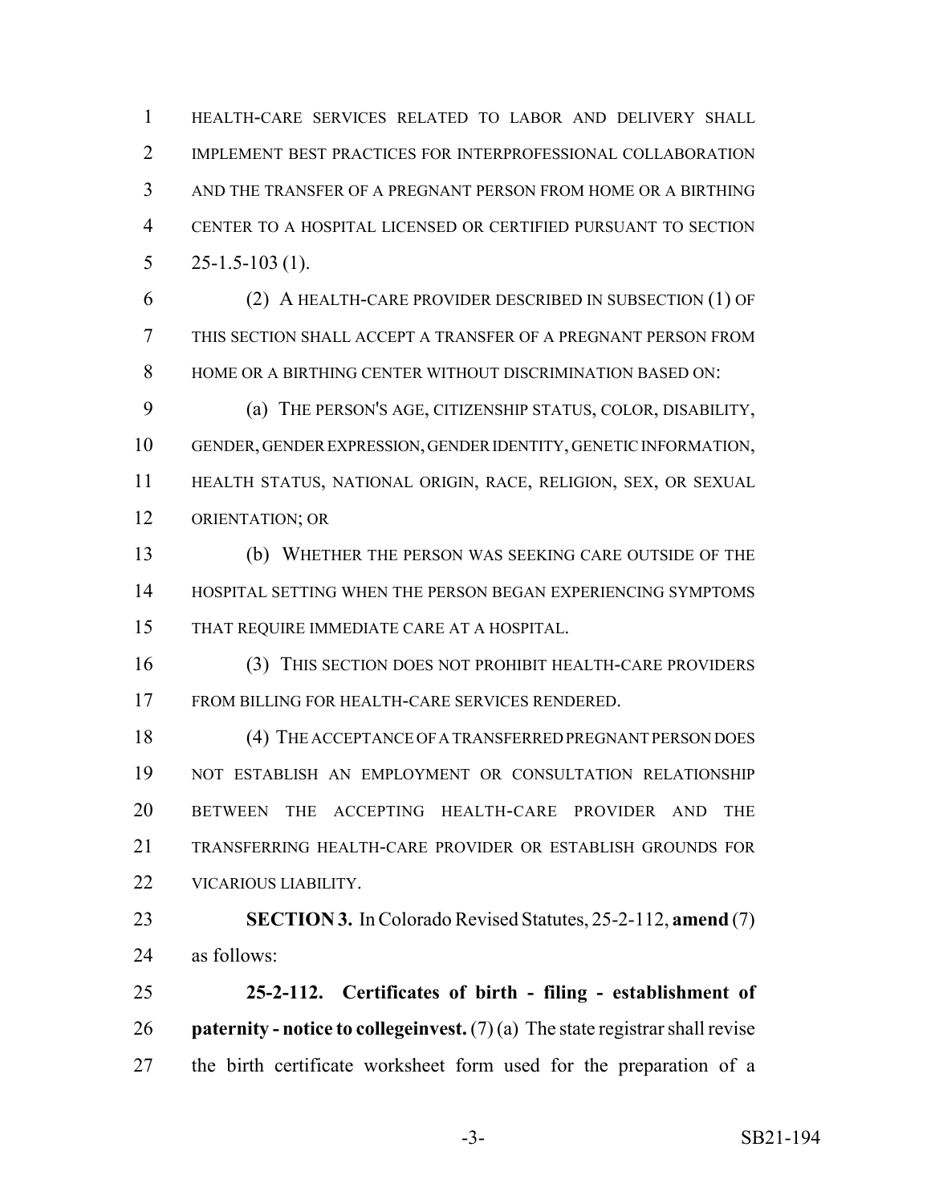HEALTH-CARE SERVICES RELATED TO LABOR AND DELIVERY SHALL IMPLEMENT BEST PRACTICES FOR INTERPROFESSIONAL COLLABORATION AND THE TRANSFER OF A PREGNANT PERSON FROM HOME OR A BIRTHING CENTER TO A HOSPITAL LICENSED OR CERTIFIED PURSUANT TO SECTION 25-1.5-103 (1).

(2) A HEALTH-CARE PROVIDER DESCRIBED IN SUBSECTION (1) OF THIS SECTION SHALL ACCEPT A TRANSFER OF A PREGNANT PERSON FROM HOME OR A BIRTHING CENTER WITHOUT DISCRIMINATION BASED ON:

(a) THE PERSON'S AGE, CITIZENSHIP STATUS, COLOR, DISABILITY, GENDER, GENDER EXPRESSION, GENDER IDENTITY, GENETIC INFORMATION, HEALTH STATUS, NATIONAL ORIGIN, RACE, RELIGION, SEX, OR SEXUAL ORIENTATION; OR

(b) WHETHER THE PERSON WAS SEEKING CARE OUTSIDE OF THE HOSPITAL SETTING WHEN THE PERSON BEGAN EXPERIENCING SYMPTOMS THAT REQUIRE IMMEDIATE CARE AT A HOSPITAL.

(3) THIS SECTION DOES NOT PROHIBIT HEALTH-CARE PROVIDERS FROM BILLING FOR HEALTH-CARE SERVICES RENDERED.

(4) THE ACCEPTANCE OF A TRANSFERRED PREGNANT PERSON DOES NOT ESTABLISH AN EMPLOYMENT OR CONSULTATION RELATIONSHIP BETWEEN THE ACCEPTING HEALTH-CARE PROVIDER AND THE TRANSFERRING HEALTH-CARE PROVIDER OR ESTABLISH GROUNDS FOR VICARIOUS LIABILITY.

**SECTION 3.** In Colorado Revised Statutes, 25-2-112, **amend** (7) as follows:

**25-2-112. Certificates of birth - filing - establishment of paternity - notice to collegeinvest.** (7) (a) The state registrar shall revise the birth certificate worksheet form used for the preparation of a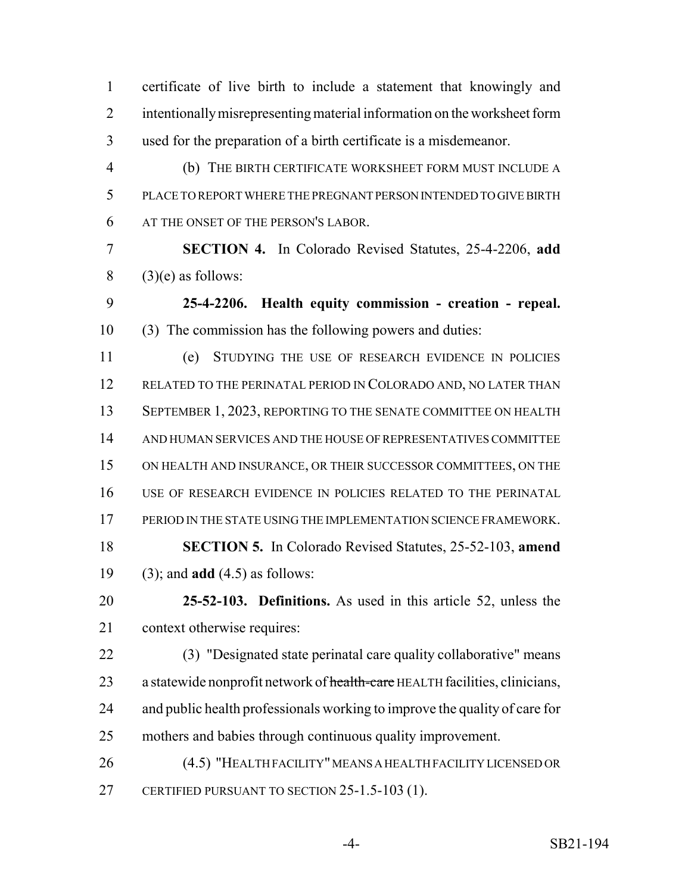certificate of live birth to include a statement that knowingly and intentionally misrepresenting material information on the worksheet form used for the preparation of a birth certificate is a misdemeanor.

(b) THE BIRTH CERTIFICATE WORKSHEET FORM MUST INCLUDE A PLACE TO REPORT WHERE THE PREGNANT PERSON INTENDED TO GIVE BIRTH AT THE ONSET OF THE PERSON'S LABOR.

**SECTION 4.** In Colorado Revised Statutes, 25-4-2206, **add** (3)(e) as follows:

**25-4-2206. Health equity commission - creation - repeal.** (3) The commission has the following powers and duties:

(e) STUDYING THE USE OF RESEARCH EVIDENCE IN POLICIES RELATED TO THE PERINATAL PERIOD IN COLORADO AND, NO LATER THAN SEPTEMBER 1, 2023, REPORTING TO THE SENATE COMMITTEE ON HEALTH AND HUMAN SERVICES AND THE HOUSE OF REPRESENTATIVES COMMITTEE ON HEALTH AND INSURANCE, OR THEIR SUCCESSOR COMMITTEES, ON THE USE OF RESEARCH EVIDENCE IN POLICIES RELATED TO THE PERINATAL PERIOD IN THE STATE USING THE IMPLEMENTATION SCIENCE FRAMEWORK.

**SECTION 5.** In Colorado Revised Statutes, 25-52-103, **amend** (3); and **add** (4.5) as follows:

**25-52-103. Definitions.** As used in this article 52, unless the context otherwise requires:

(3) "Designated state perinatal care quality collaborative" means a statewide nonprofit network of ~~health-care~~ HEALTH facilities, clinicians, and public health professionals working to improve the quality of care for mothers and babies through continuous quality improvement.

(4.5) "HEALTH FACILITY" MEANS A HEALTH FACILITY LICENSED OR CERTIFIED PURSUANT TO SECTION 25-1.5-103 (1).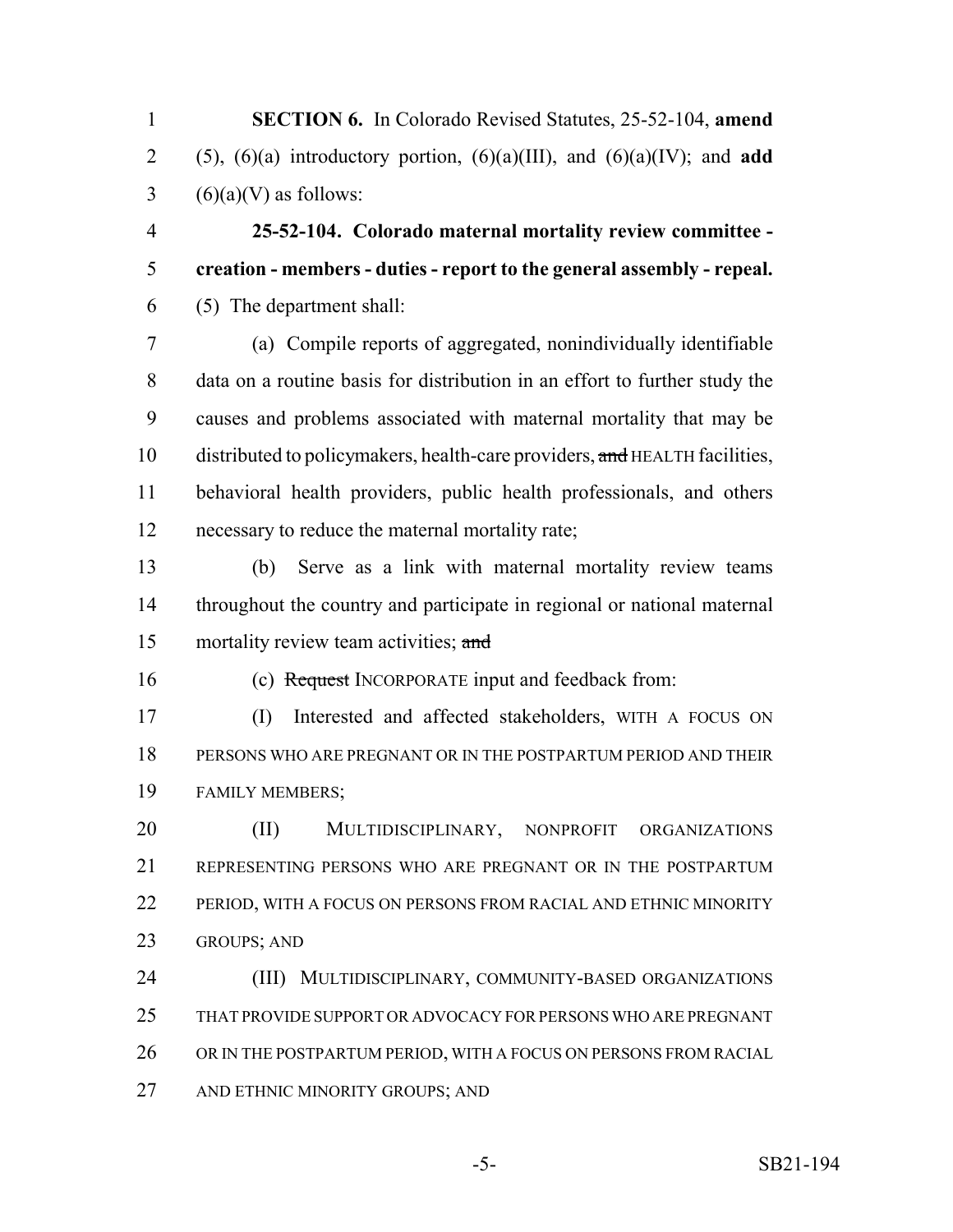**SECTION 6.** In Colorado Revised Statutes, 25-52-104, **amend** (5), (6)(a) introductory portion, (6)(a)(III), and (6)(a)(IV); and **add** (6)(a)(V) as follows:

**25-52-104. Colorado maternal mortality review committee - creation - members - duties - report to the general assembly - repeal.** (5) The department shall:

(a) Compile reports of aggregated, nonindividually identifiable data on a routine basis for distribution in an effort to further study the causes and problems associated with maternal mortality that may be distributed to policymakers, health-care providers, ~~and~~ HEALTH facilities, behavioral health providers, public health professionals, and others necessary to reduce the maternal mortality rate;

(b) Serve as a link with maternal mortality review teams throughout the country and participate in regional or national maternal mortality review team activities; ~~and~~

(c) ~~Request~~ INCORPORATE input and feedback from:

(I) Interested and affected stakeholders, WITH A FOCUS ON PERSONS WHO ARE PREGNANT OR IN THE POSTPARTUM PERIOD AND THEIR FAMILY MEMBERS;

(II) MULTIDISCIPLINARY, NONPROFIT ORGANIZATIONS REPRESENTING PERSONS WHO ARE PREGNANT OR IN THE POSTPARTUM PERIOD, WITH A FOCUS ON PERSONS FROM RACIAL AND ETHNIC MINORITY GROUPS; AND

(III) MULTIDISCIPLINARY, COMMUNITY-BASED ORGANIZATIONS THAT PROVIDE SUPPORT OR ADVOCACY FOR PERSONS WHO ARE PREGNANT OR IN THE POSTPARTUM PERIOD, WITH A FOCUS ON PERSONS FROM RACIAL AND ETHNIC MINORITY GROUPS; AND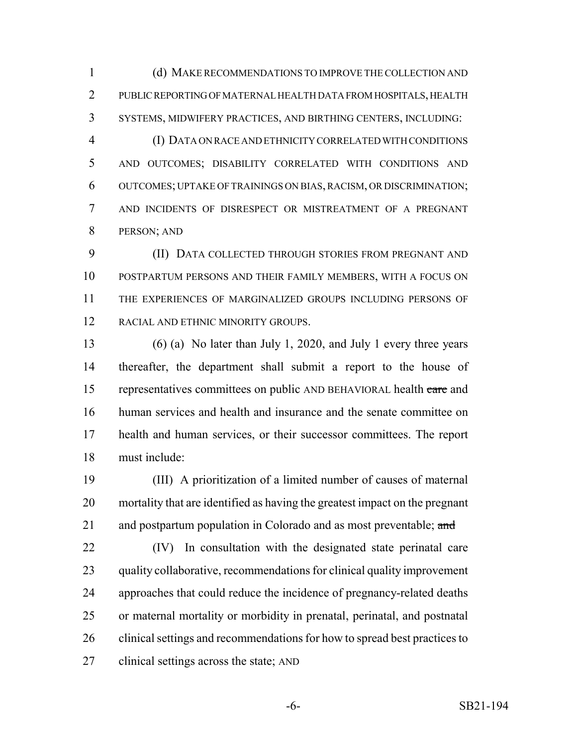(d) MAKE RECOMMENDATIONS TO IMPROVE THE COLLECTION AND PUBLIC REPORTING OF MATERNAL HEALTH DATA FROM HOSPITALS, HEALTH SYSTEMS, MIDWIFERY PRACTICES, AND BIRTHING CENTERS, INCLUDING:

(I) DATA ON RACE AND ETHNICITY CORRELATED WITH CONDITIONS AND OUTCOMES; DISABILITY CORRELATED WITH CONDITIONS AND OUTCOMES; UPTAKE OF TRAININGS ON BIAS, RACISM, OR DISCRIMINATION; AND INCIDENTS OF DISRESPECT OR MISTREATMENT OF A PREGNANT PERSON; AND

(II) DATA COLLECTED THROUGH STORIES FROM PREGNANT AND POSTPARTUM PERSONS AND THEIR FAMILY MEMBERS, WITH A FOCUS ON THE EXPERIENCES OF MARGINALIZED GROUPS INCLUDING PERSONS OF RACIAL AND ETHNIC MINORITY GROUPS.

(6) (a) No later than July 1, 2020, and July 1 every three years thereafter, the department shall submit a report to the house of representatives committees on public AND BEHAVIORAL health ~~care~~ and human services and health and insurance and the senate committee on health and human services, or their successor committees. The report must include:

(III) A prioritization of a limited number of causes of maternal mortality that are identified as having the greatest impact on the pregnant and postpartum population in Colorado and as most preventable; ~~and~~

(IV) In consultation with the designated state perinatal care quality collaborative, recommendations for clinical quality improvement approaches that could reduce the incidence of pregnancy-related deaths or maternal mortality or morbidity in prenatal, perinatal, and postnatal clinical settings and recommendations for how to spread best practices to clinical settings across the state; AND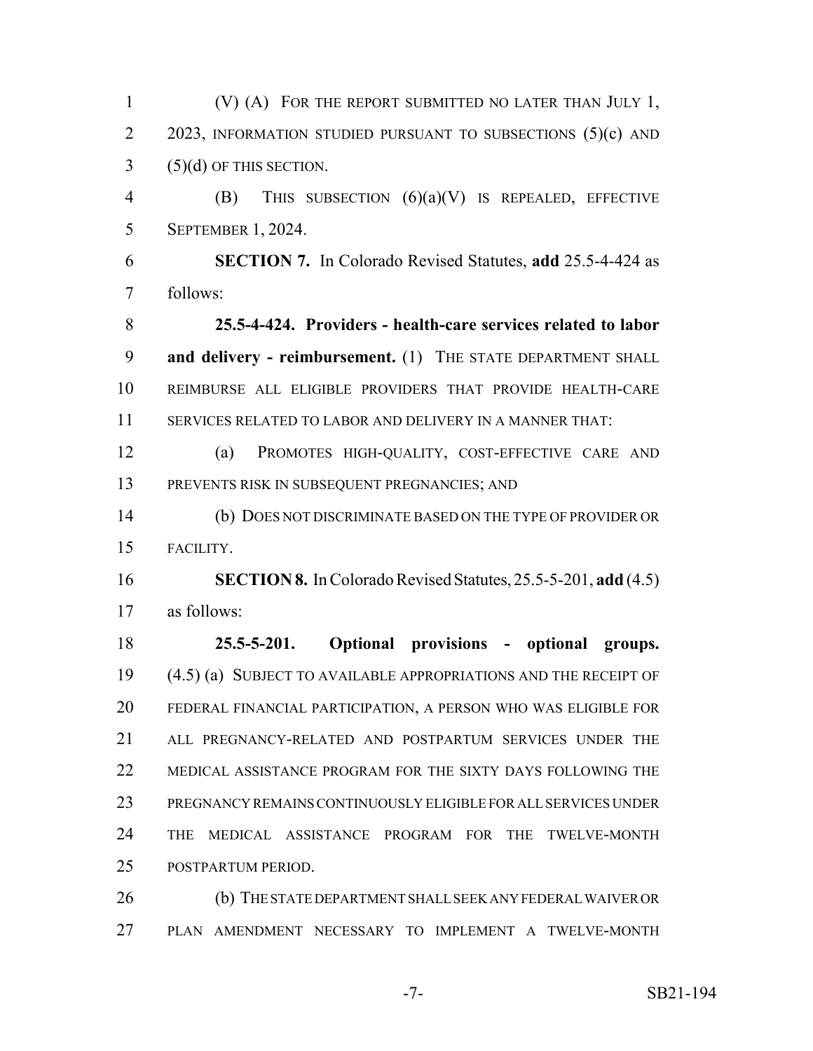(V) (A) FOR THE REPORT SUBMITTED NO LATER THAN JULY 1, 2023, INFORMATION STUDIED PURSUANT TO SUBSECTIONS (5)(c) AND (5)(d) OF THIS SECTION.

(B) THIS SUBSECTION (6)(a)(V) IS REPEALED, EFFECTIVE SEPTEMBER 1, 2024.

**SECTION 7.** In Colorado Revised Statutes, **add** 25.5-4-424 as follows:

**25.5-4-424. Providers - health-care services related to labor and delivery - reimbursement.** (1) THE STATE DEPARTMENT SHALL REIMBURSE ALL ELIGIBLE PROVIDERS THAT PROVIDE HEALTH-CARE SERVICES RELATED TO LABOR AND DELIVERY IN A MANNER THAT:

(a) PROMOTES HIGH-QUALITY, COST-EFFECTIVE CARE AND PREVENTS RISK IN SUBSEQUENT PREGNANCIES; AND

(b) DOES NOT DISCRIMINATE BASED ON THE TYPE OF PROVIDER OR FACILITY.

**SECTION 8.** In Colorado Revised Statutes, 25.5-5-201, **add** (4.5) as follows:

**25.5-5-201. Optional provisions - optional groups.** (4.5) (a) SUBJECT TO AVAILABLE APPROPRIATIONS AND THE RECEIPT OF FEDERAL FINANCIAL PARTICIPATION, A PERSON WHO WAS ELIGIBLE FOR ALL PREGNANCY-RELATED AND POSTPARTUM SERVICES UNDER THE MEDICAL ASSISTANCE PROGRAM FOR THE SIXTY DAYS FOLLOWING THE PREGNANCY REMAINS CONTINUOUSLY ELIGIBLE FOR ALL SERVICES UNDER THE MEDICAL ASSISTANCE PROGRAM FOR THE TWELVE-MONTH POSTPARTUM PERIOD.

(b) THE STATE DEPARTMENT SHALL SEEK ANY FEDERAL WAIVER OR PLAN AMENDMENT NECESSARY TO IMPLEMENT A TWELVE-MONTH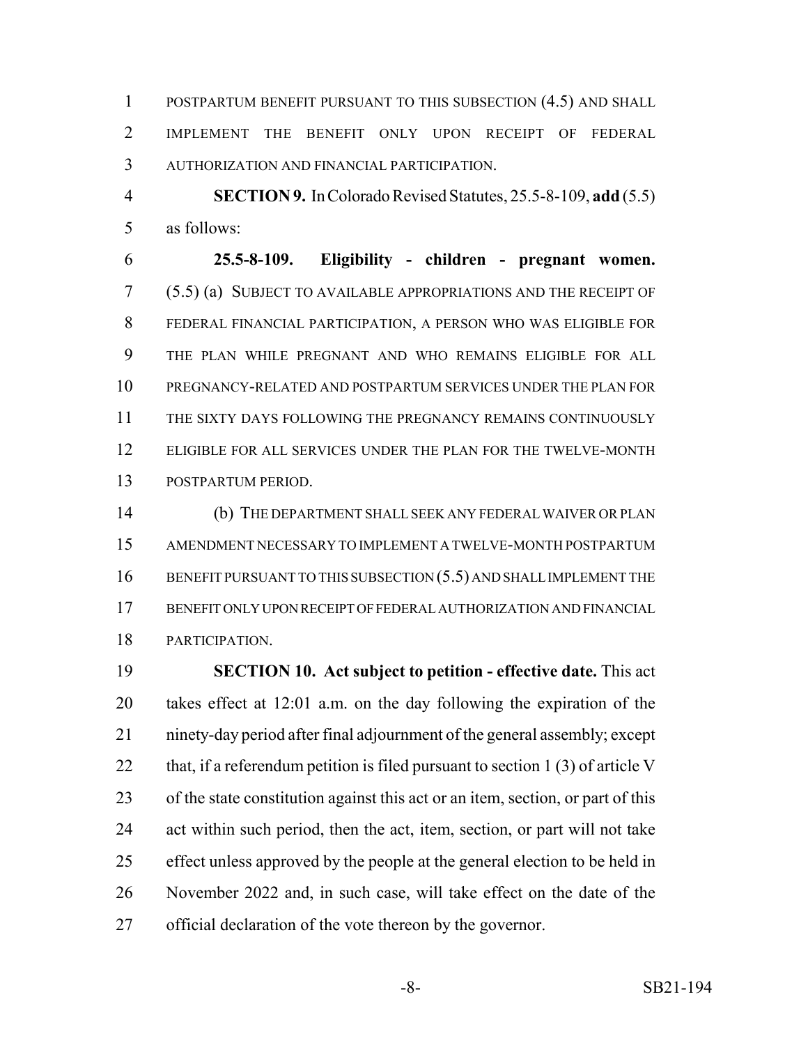POSTPARTUM BENEFIT PURSUANT TO THIS SUBSECTION (4.5) AND SHALL IMPLEMENT THE BENEFIT ONLY UPON RECEIPT OF FEDERAL AUTHORIZATION AND FINANCIAL PARTICIPATION.

**SECTION 9.** In Colorado Revised Statutes, 25.5-8-109, **add** (5.5) as follows:

**25.5-8-109. Eligibility - children - pregnant women.** (5.5) (a) SUBJECT TO AVAILABLE APPROPRIATIONS AND THE RECEIPT OF FEDERAL FINANCIAL PARTICIPATION, A PERSON WHO WAS ELIGIBLE FOR THE PLAN WHILE PREGNANT AND WHO REMAINS ELIGIBLE FOR ALL PREGNANCY-RELATED AND POSTPARTUM SERVICES UNDER THE PLAN FOR THE SIXTY DAYS FOLLOWING THE PREGNANCY REMAINS CONTINUOUSLY ELIGIBLE FOR ALL SERVICES UNDER THE PLAN FOR THE TWELVE-MONTH POSTPARTUM PERIOD.

(b) THE DEPARTMENT SHALL SEEK ANY FEDERAL WAIVER OR PLAN AMENDMENT NECESSARY TO IMPLEMENT A TWELVE-MONTH POSTPARTUM BENEFIT PURSUANT TO THIS SUBSECTION (5.5) AND SHALL IMPLEMENT THE BENEFIT ONLY UPON RECEIPT OF FEDERAL AUTHORIZATION AND FINANCIAL PARTICIPATION.

**SECTION 10. Act subject to petition - effective date.** This act takes effect at 12:01 a.m. on the day following the expiration of the ninety-day period after final adjournment of the general assembly; except that, if a referendum petition is filed pursuant to section 1 (3) of article V of the state constitution against this act or an item, section, or part of this act within such period, then the act, item, section, or part will not take effect unless approved by the people at the general election to be held in November 2022 and, in such case, will take effect on the date of the official declaration of the vote thereon by the governor.